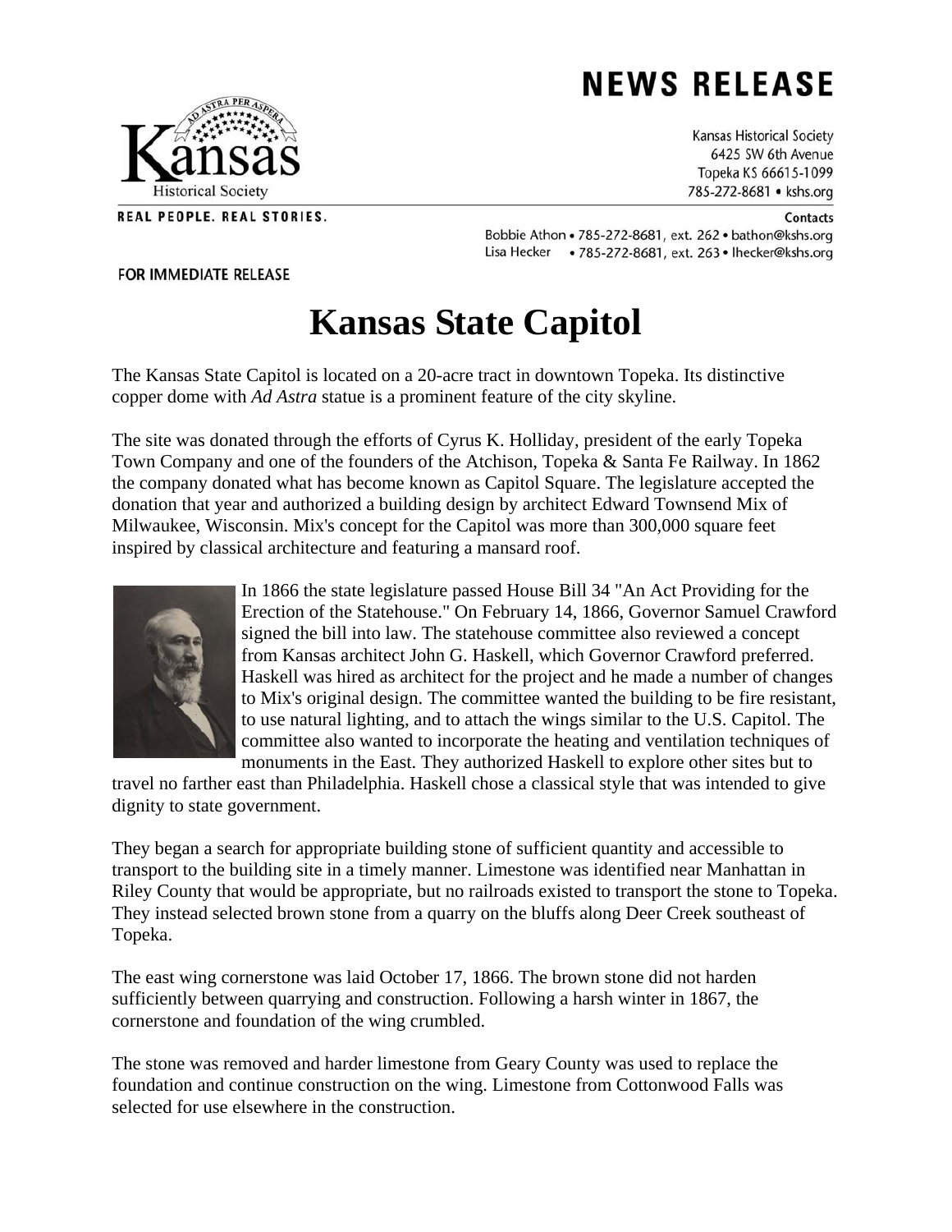# NEWS RELEASE

Kansas Historical Society
6425 SW 6th Avenue
Topeka KS 66615-1099
785-272-8681 • kshs.org

REAL PEOPLE. REAL STORIES.

**Contacts**
Bobbie Athon • 785-272-8681, ext. 262 • bathon@kshs.org
Lisa Hecker • 785-272-8681, ext. 263 • lhecker@kshs.org

FOR IMMEDIATE RELEASE

# Kansas State Capitol

The Kansas State Capitol is located on a 20-acre tract in downtown Topeka. Its distinctive copper dome with *Ad Astra* statue is a prominent feature of the city skyline.

The site was donated through the efforts of Cyrus K. Holliday, president of the early Topeka Town Company and one of the founders of the Atchison, Topeka & Santa Fe Railway. In 1862 the company donated what has become known as Capitol Square. The legislature accepted the donation that year and authorized a building design by architect Edward Townsend Mix of Milwaukee, Wisconsin. Mix's concept for the Capitol was more than 300,000 square feet inspired by classical architecture and featuring a mansard roof.

In 1866 the state legislature passed House Bill 34 "An Act Providing for the Erection of the Statehouse." On February 14, 1866, Governor Samuel Crawford signed the bill into law. The statehouse committee also reviewed a concept from Kansas architect John G. Haskell, which Governor Crawford preferred. Haskell was hired as architect for the project and he made a number of changes to Mix's original design. The committee wanted the building to be fire resistant, to use natural lighting, and to attach the wings similar to the U.S. Capitol. The committee also wanted to incorporate the heating and ventilation techniques of monuments in the East. They authorized Haskell to explore other sites but to travel no farther east than Philadelphia. Haskell chose a classical style that was intended to give dignity to state government.

They began a search for appropriate building stone of sufficient quantity and accessible to transport to the building site in a timely manner. Limestone was identified near Manhattan in Riley County that would be appropriate, but no railroads existed to transport the stone to Topeka. They instead selected brown stone from a quarry on the bluffs along Deer Creek southeast of Topeka.

The east wing cornerstone was laid October 17, 1866. The brown stone did not harden sufficiently between quarrying and construction. Following a harsh winter in 1867, the cornerstone and foundation of the wing crumbled.

The stone was removed and harder limestone from Geary County was used to replace the foundation and continue construction on the wing. Limestone from Cottonwood Falls was selected for use elsewhere in the construction.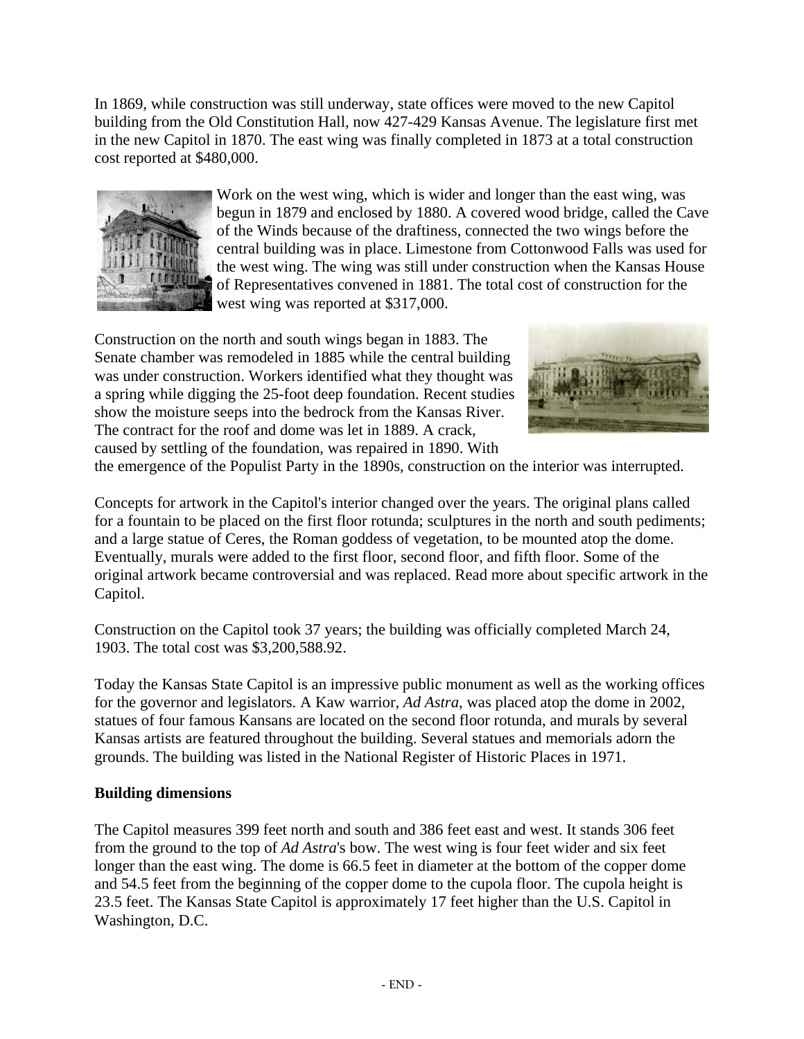In 1869, while construction was still underway, state offices were moved to the new Capitol building from the Old Constitution Hall, now 427-429 Kansas Avenue. The legislature first met in the new Capitol in 1870. The east wing was finally completed in 1873 at a total construction cost reported at $480,000.

Work on the west wing, which is wider and longer than the east wing, was begun in 1879 and enclosed by 1880. A covered wood bridge, called the Cave of the Winds because of the draftiness, connected the two wings before the central building was in place. Limestone from Cottonwood Falls was used for the west wing. The wing was still under construction when the Kansas House of Representatives convened in 1881. The total cost of construction for the west wing was reported at $317,000.

Construction on the north and south wings began in 1883. The Senate chamber was remodeled in 1885 while the central building was under construction. Workers identified what they thought was a spring while digging the 25-foot deep foundation. Recent studies show the moisture seeps into the bedrock from the Kansas River. The contract for the roof and dome was let in 1889. A crack, caused by settling of the foundation, was repaired in 1890. With the emergence of the Populist Party in the 1890s, construction on the interior was interrupted.

Concepts for artwork in the Capitol's interior changed over the years. The original plans called for a fountain to be placed on the first floor rotunda; sculptures in the north and south pediments; and a large statue of Ceres, the Roman goddess of vegetation, to be mounted atop the dome. Eventually, murals were added to the first floor, second floor, and fifth floor. Some of the original artwork became controversial and was replaced. Read more about specific artwork in the Capitol.

Construction on the Capitol took 37 years; the building was officially completed March 24, 1903. The total cost was $3,200,588.92.

Today the Kansas State Capitol is an impressive public monument as well as the working offices for the governor and legislators. A Kaw warrior, *Ad Astra*, was placed atop the dome in 2002, statues of four famous Kansans are located on the second floor rotunda, and murals by several Kansas artists are featured throughout the building. Several statues and memorials adorn the grounds. The building was listed in the National Register of Historic Places in 1971.

**Building dimensions**

The Capitol measures 399 feet north and south and 386 feet east and west. It stands 306 feet from the ground to the top of *Ad Astra*'s bow. The west wing is four feet wider and six feet longer than the east wing. The dome is 66.5 feet in diameter at the bottom of the copper dome and 54.5 feet from the beginning of the copper dome to the cupola floor. The cupola height is 23.5 feet. The Kansas State Capitol is approximately 17 feet higher than the U.S. Capitol in Washington, D.C.

- END -